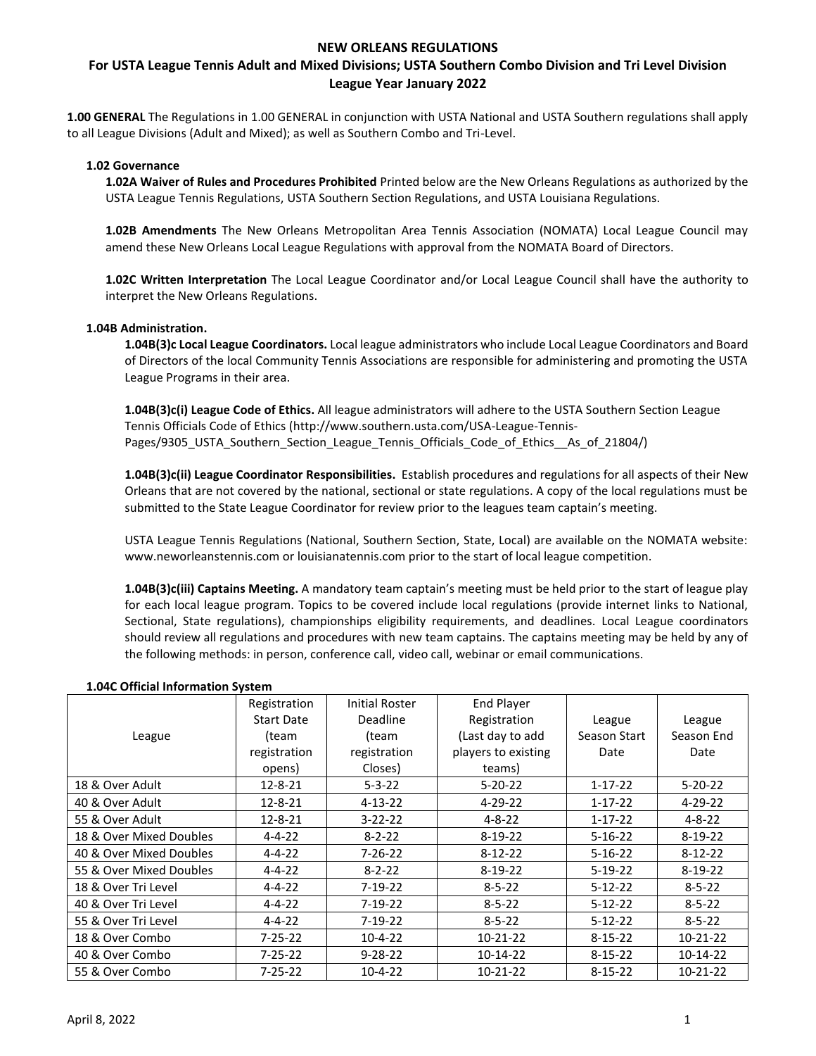# NEW ORLEANS REGULATIONS

## For USTA League Tennis Adult and Mixed Divisions; USTA Southern Combo Division and Tri Level Division League Year January 2022

**1.00 GENERAL** The Regulations in 1.00 GENERAL in conjunction with USTA National and USTA Southern regulations shall apply to all League Divisions (Adult and Mixed); as well as Southern Combo and Tri-Level.

### 1.02 Governance

**1.02A Waiver of Rules and Procedures Prohibited** Printed below are the New Orleans Regulations as authorized by the USTA League Tennis Regulations, USTA Southern Section Regulations, and USTA Louisiana Regulations.

**1.02B Amendments** The New Orleans Metropolitan Area Tennis Association (NOMATA) Local League Council may amend these New Orleans Local League Regulations with approval from the NOMATA Board of Directors.

**1.02C Written Interpretation** The Local League Coordinator and/or Local League Council shall have the authority to interpret the New Orleans Regulations.

### 1.04B Administration.

**1.04B(3)c Local League Coordinators.** Local league administrators who include Local League Coordinators and Board of Directors of the local Community Tennis Associations are responsible for administering and promoting the USTA League Programs in their area.

**1.04B(3)c(i) League Code of Ethics.** All league administrators will adhere to the USTA Southern Section League Tennis Officials Code of Ethics (http://www.southern.usta.com/USA-League-Tennis-Pages/9305_USTA_Southern_Section_League_Tennis_Officials_Code_of_Ethics__As_of_21804/)

**1.04B(3)c(ii) League Coordinator Responsibilities.** Establish procedures and regulations for all aspects of their New Orleans that are not covered by the national, sectional or state regulations. A copy of the local regulations must be submitted to the State League Coordinator for review prior to the leagues team captain's meeting.

USTA League Tennis Regulations (National, Southern Section, State, Local) are available on the NOMATA website: www.neworleanstennis.com or louisianatennis.com prior to the start of local league competition.

**1.04B(3)c(iii) Captains Meeting.** A mandatory team captain's meeting must be held prior to the start of league play for each local league program. Topics to be covered include local regulations (provide internet links to National, Sectional, State regulations), championships eligibility requirements, and deadlines. Local League coordinators should review all regulations and procedures with new team captains. The captains meeting may be held by any of the following methods: in person, conference call, video call, webinar or email communications.

### 1.04C Official Information System

| League | Registration Start Date (team registration opens) | Initial Roster Deadline (team registration Closes) | End Player Registration (Last day to add players to existing teams) | League Season Start Date | League Season End Date |
|---|---|---|---|---|---|
| 18 & Over Adult | 12-8-21 | 5-3-22 | 5-20-22 | 1-17-22 | 5-20-22 |
| 40 & Over Adult | 12-8-21 | 4-13-22 | 4-29-22 | 1-17-22 | 4-29-22 |
| 55 & Over Adult | 12-8-21 | 3-22-22 | 4-8-22 | 1-17-22 | 4-8-22 |
| 18 & Over Mixed Doubles | 4-4-22 | 8-2-22 | 8-19-22 | 5-16-22 | 8-19-22 |
| 40 & Over Mixed Doubles | 4-4-22 | 7-26-22 | 8-12-22 | 5-16-22 | 8-12-22 |
| 55 & Over Mixed Doubles | 4-4-22 | 8-2-22 | 8-19-22 | 5-19-22 | 8-19-22 |
| 18 & Over Tri Level | 4-4-22 | 7-19-22 | 8-5-22 | 5-12-22 | 8-5-22 |
| 40 & Over Tri Level | 4-4-22 | 7-19-22 | 8-5-22 | 5-12-22 | 8-5-22 |
| 55 & Over Tri Level | 4-4-22 | 7-19-22 | 8-5-22 | 5-12-22 | 8-5-22 |
| 18 & Over Combo | 7-25-22 | 10-4-22 | 10-21-22 | 8-15-22 | 10-21-22 |
| 40 & Over Combo | 7-25-22 | 9-28-22 | 10-14-22 | 8-15-22 | 10-14-22 |
| 55 & Over Combo | 7-25-22 | 10-4-22 | 10-21-22 | 8-15-22 | 10-21-22 |

April 8, 2022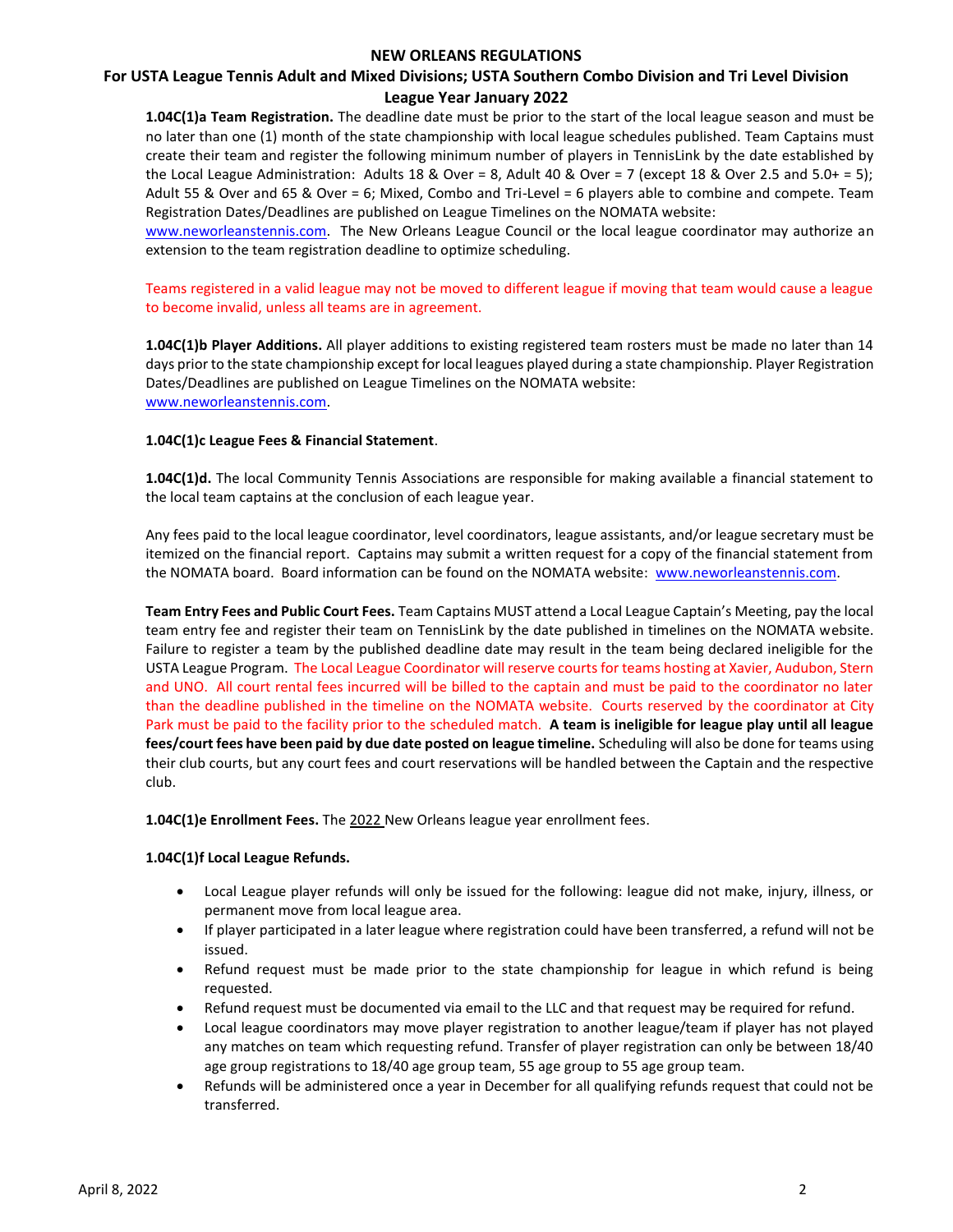**NEW ORLEANS REGULATIONS**

**For USTA League Tennis Adult and Mixed Divisions; USTA Southern Combo Division and Tri Level Division League Year January 2022**

**1.04C(1)a Team Registration.** The deadline date must be prior to the start of the local league season and must be no later than one (1) month of the state championship with local league schedules published. Team Captains must create their team and register the following minimum number of players in TennisLink by the date established by the Local League Administration: Adults 18 & Over = 8, Adult 40 & Over = 7 (except 18 & Over 2.5 and 5.0+ = 5); Adult 55 & Over and 65 & Over = 6; Mixed, Combo and Tri-Level = 6 players able to combine and compete. Team Registration Dates/Deadlines are published on League Timelines on the NOMATA website: www.neworleanstennis.com. The New Orleans League Council or the local league coordinator may authorize an extension to the team registration deadline to optimize scheduling.

Teams registered in a valid league may not be moved to different league if moving that team would cause a league to become invalid, unless all teams are in agreement.

**1.04C(1)b Player Additions.** All player additions to existing registered team rosters must be made no later than 14 days prior to the state championship except for local leagues played during a state championship. Player Registration Dates/Deadlines are published on League Timelines on the NOMATA website: www.neworleanstennis.com.

**1.04C(1)c League Fees & Financial Statement**.

**1.04C(1)d.** The local Community Tennis Associations are responsible for making available a financial statement to the local team captains at the conclusion of each league year.

Any fees paid to the local league coordinator, level coordinators, league assistants, and/or league secretary must be itemized on the financial report. Captains may submit a written request for a copy of the financial statement from the NOMATA board. Board information can be found on the NOMATA website: www.neworleanstennis.com.

**Team Entry Fees and Public Court Fees.** Team Captains MUST attend a Local League Captain's Meeting, pay the local team entry fee and register their team on TennisLink by the date published in timelines on the NOMATA website. Failure to register a team by the published deadline date may result in the team being declared ineligible for the USTA League Program. The Local League Coordinator will reserve courts for teams hosting at Xavier, Audubon, Stern and UNO. All court rental fees incurred will be billed to the captain and must be paid to the coordinator no later than the deadline published in the timeline on the NOMATA website. Courts reserved by the coordinator at City Park must be paid to the facility prior to the scheduled match. **A team is ineligible for league play until all league fees/court fees have been paid by due date posted on league timeline.** Scheduling will also be done for teams using their club courts, but any court fees and court reservations will be handled between the Captain and the respective club.

**1.04C(1)e Enrollment Fees.** The 2022 New Orleans league year enrollment fees.

**1.04C(1)f Local League Refunds.**

- Local League player refunds will only be issued for the following: league did not make, injury, illness, or permanent move from local league area.
- If player participated in a later league where registration could have been transferred, a refund will not be issued.
- Refund request must be made prior to the state championship for league in which refund is being requested.
- Refund request must be documented via email to the LLC and that request may be required for refund.
- Local league coordinators may move player registration to another league/team if player has not played any matches on team which requesting refund. Transfer of player registration can only be between 18/40 age group registrations to 18/40 age group team, 55 age group to 55 age group team.
- Refunds will be administered once a year in December for all qualifying refunds request that could not be transferred.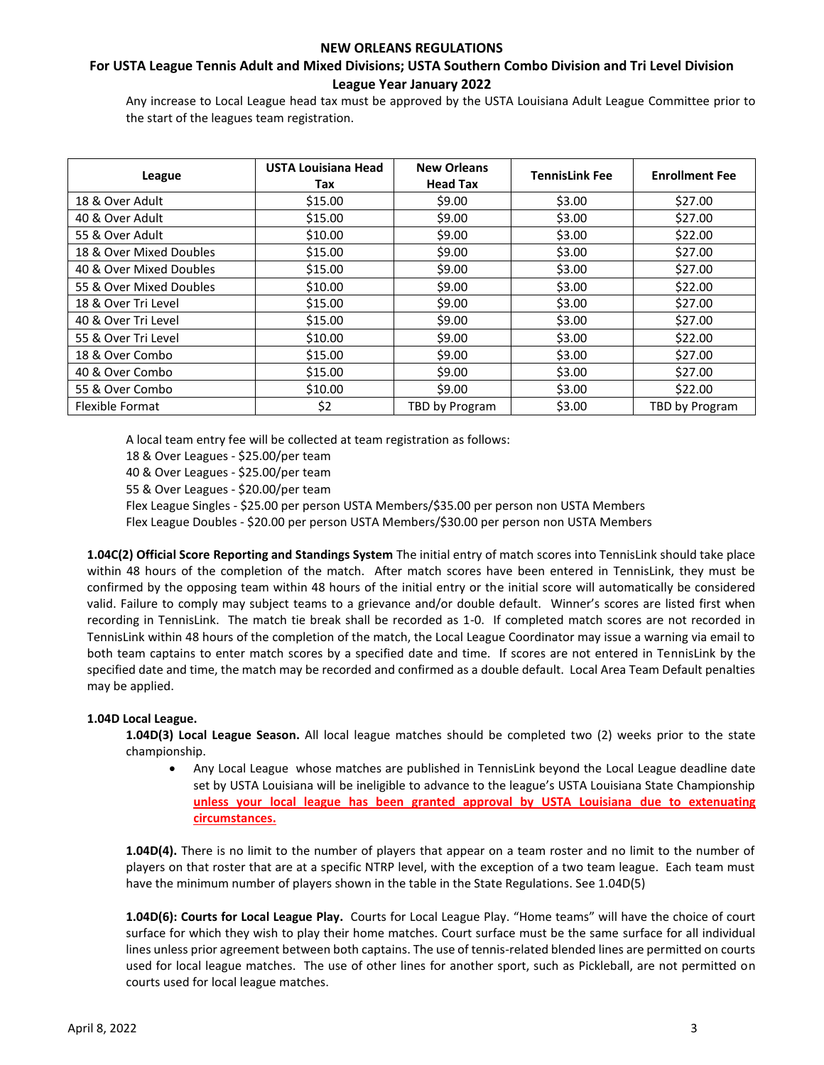Any increase to Local League head tax must be approved by the USTA Louisiana Adult League Committee prior to the start of the leagues team registration.

| League | USTA Louisiana Head Tax | New Orleans Head Tax | TennisLink Fee | Enrollment Fee |
|---|---|---|---|---|
| 18 & Over Adult | $15.00 | $9.00 | $3.00 | $27.00 |
| 40 & Over Adult | $15.00 | $9.00 | $3.00 | $27.00 |
| 55 & Over Adult | $10.00 | $9.00 | $3.00 | $22.00 |
| 18 & Over Mixed Doubles | $15.00 | $9.00 | $3.00 | $27.00 |
| 40 & Over Mixed Doubles | $15.00 | $9.00 | $3.00 | $27.00 |
| 55 & Over Mixed Doubles | $10.00 | $9.00 | $3.00 | $22.00 |
| 18 & Over Tri Level | $15.00 | $9.00 | $3.00 | $27.00 |
| 40 & Over Tri Level | $15.00 | $9.00 | $3.00 | $27.00 |
| 55 & Over Tri Level | $10.00 | $9.00 | $3.00 | $22.00 |
| 18 & Over Combo | $15.00 | $9.00 | $3.00 | $27.00 |
| 40 & Over Combo | $15.00 | $9.00 | $3.00 | $27.00 |
| 55 & Over Combo | $10.00 | $9.00 | $3.00 | $22.00 |
| Flexible Format | $2 | TBD by Program | $3.00 | TBD by Program |

A local team entry fee will be collected at team registration as follows:

18 & Over Leagues - $25.00/per team

40 & Over Leagues - $25.00/per team

55 & Over Leagues - $20.00/per team

Flex League Singles - $25.00 per person USTA Members/$35.00 per person non USTA Members

Flex League Doubles - $20.00 per person USTA Members/$30.00 per person non USTA Members

**1.04C(2) Official Score Reporting and Standings System** The initial entry of match scores into TennisLink should take place within 48 hours of the completion of the match. After match scores have been entered in TennisLink, they must be confirmed by the opposing team within 48 hours of the initial entry or the initial score will automatically be considered valid. Failure to comply may subject teams to a grievance and/or double default. Winner's scores are listed first when recording in TennisLink. The match tie break shall be recorded as 1-0. If completed match scores are not recorded in TennisLink within 48 hours of the completion of the match, the Local League Coordinator may issue a warning via email to both team captains to enter match scores by a specified date and time. If scores are not entered in TennisLink by the specified date and time, the match may be recorded and confirmed as a double default. Local Area Team Default penalties may be applied.

**1.04D Local League.**

**1.04D(3) Local League Season.** All local league matches should be completed two (2) weeks prior to the state championship.

- Any Local League whose matches are published in TennisLink beyond the Local League deadline date set by USTA Louisiana will be ineligible to advance to the league's USTA Louisiana State Championship **unless your local league has been granted approval by USTA Louisiana due to extenuating circumstances.**

**1.04D(4).** There is no limit to the number of players that appear on a team roster and no limit to the number of players on that roster that are at a specific NTRP level, with the exception of a two team league. Each team must have the minimum number of players shown in the table in the State Regulations. See 1.04D(5)

**1.04D(6): Courts for Local League Play.** Courts for Local League Play. "Home teams" will have the choice of court surface for which they wish to play their home matches. Court surface must be the same surface for all individual lines unless prior agreement between both captains. The use of tennis-related blended lines are permitted on courts used for local league matches. The use of other lines for another sport, such as Pickleball, are not permitted on courts used for local league matches.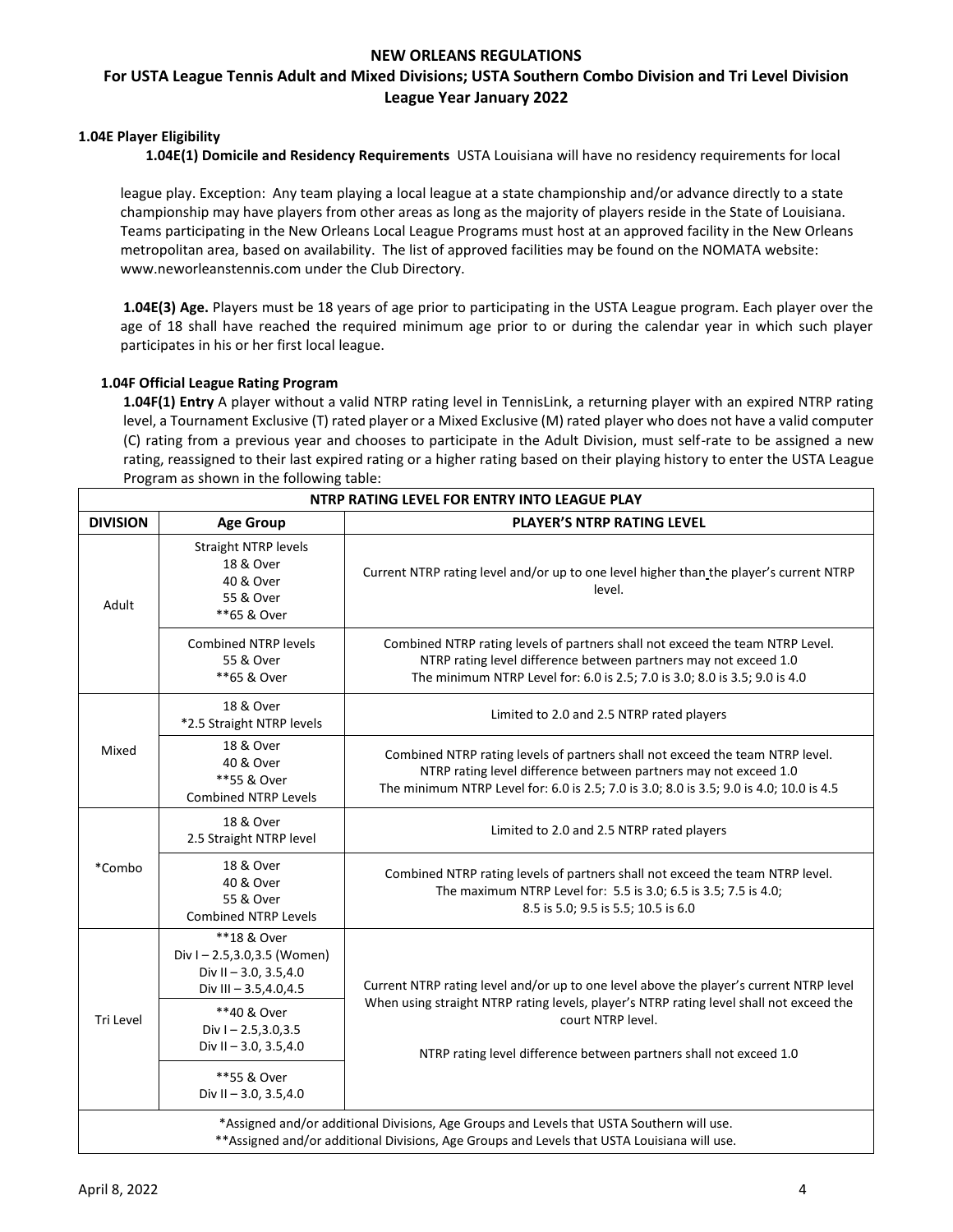# NEW ORLEANS REGULATIONS

## For USTA League Tennis Adult and Mixed Divisions; USTA Southern Combo Division and Tri Level Division League Year January 2022

### 1.04E Player Eligibility

**1.04E(1) Domicile and Residency Requirements** USA Louisiana will have no residency requirements for local league play. Exception: Any team playing a local league at a state championship and/or advance directly to a state championship may have players from other areas as long as the majority of players reside in the State of Louisiana. Teams participating in the New Orleans Local League Programs must host at an approved facility in the New Orleans metropolitan area, based on availability. The list of approved facilities may be found on the NOMATA website: www.neworleanstennis.com under the Club Directory.

**1.04E(3) Age.** Players must be 18 years of age prior to participating in the USTA League program. Each player over the age of 18 shall have reached the required minimum age prior to or during the calendar year in which such player participates in his or her first local league.

### 1.04F Official League Rating Program

**1.04F(1) Entry** A player without a valid NTRP rating level in TennisLink, a returning player with an expired NTRP rating level, a Tournament Exclusive (T) rated player or a Mixed Exclusive (M) rated player who does not have a valid computer (C) rating from a previous year and chooses to participate in the Adult Division, must self-rate to be assigned a new rating, reassigned to their last expired rating or a higher rating based on their playing history to enter the USTA League Program as shown in the following table:

| NTRP RATING LEVEL FOR ENTRY INTO LEAGUE PLAY | | |
|---|---|---|
| **DIVISION** | **Age Group** | **PLAYER'S NTRP RATING LEVEL** |
| Adult | Straight NTRP levels<br>18 & Over<br>40 & Over<br>55 & Over<br>**65 & Over | Current NTRP rating level and/or up to one level higher than the player's current NTRP level. |
| | Combined NTRP levels<br>55 & Over<br>**65 & Over | Combined NTRP rating levels of partners shall not exceed the team NTRP Level.<br>NTRP rating level difference between partners may not exceed 1.0<br>The minimum NTRP Level for: 6.0 is 2.5; 7.0 is 3.0; 8.0 is 3.5; 9.0 is 4.0 |
| Mixed | 18 & Over<br>*2.5 Straight NTRP levels | Limited to 2.0 and 2.5 NTRP rated players |
| | 18 & Over<br>40 & Over<br>**55 & Over<br>Combined NTRP Levels | Combined NTRP rating levels of partners shall not exceed the team NTRP level.<br>NTRP rating level difference between partners may not exceed 1.0<br>The minimum NTRP Level for: 6.0 is 2.5; 7.0 is 3.0; 8.0 is 3.5; 9.0 is 4.0; 10.0 is 4.5 |
| *Combo | 18 & Over<br>2.5 Straight NTRP level | Limited to 2.0 and 2.5 NTRP rated players |
| | 18 & Over<br>40 & Over<br>55 & Over<br>Combined NTRP Levels | Combined NTRP rating levels of partners shall not exceed the team NTRP level.<br>The maximum NTRP Level for: 5.5 is 3.0; 6.5 is 3.5; 7.5 is 4.0;<br>8.5 is 5.0; 9.5 is 5.5; 10.5 is 6.0 |
| Tri Level | **18 & Over<br>Div I – 2.5,3.0,3.5 (Women)<br>Div II – 3.0, 3.5,4.0<br>Div III – 3.5,4.0,4.5 | Current NTRP rating level and/or up to one level above the player's current NTRP level<br>When using straight NTRP rating levels, player's NTRP rating level shall not exceed the court NTRP level.<br>NTRP rating level difference between partners shall not exceed 1.0 |
| | **40 & Over<br>Div I – 2.5,3.0,3.5<br>Div II – 3.0, 3.5,4.0 | |
| | **55 & Over<br>Div II – 3.0, 3.5,4.0 | |
| *Assigned and/or additional Divisions, Age Groups and Levels that USTA Southern will use.<br>**Assigned and/or additional Divisions, Age Groups and Levels that USTA Louisiana will use. | | |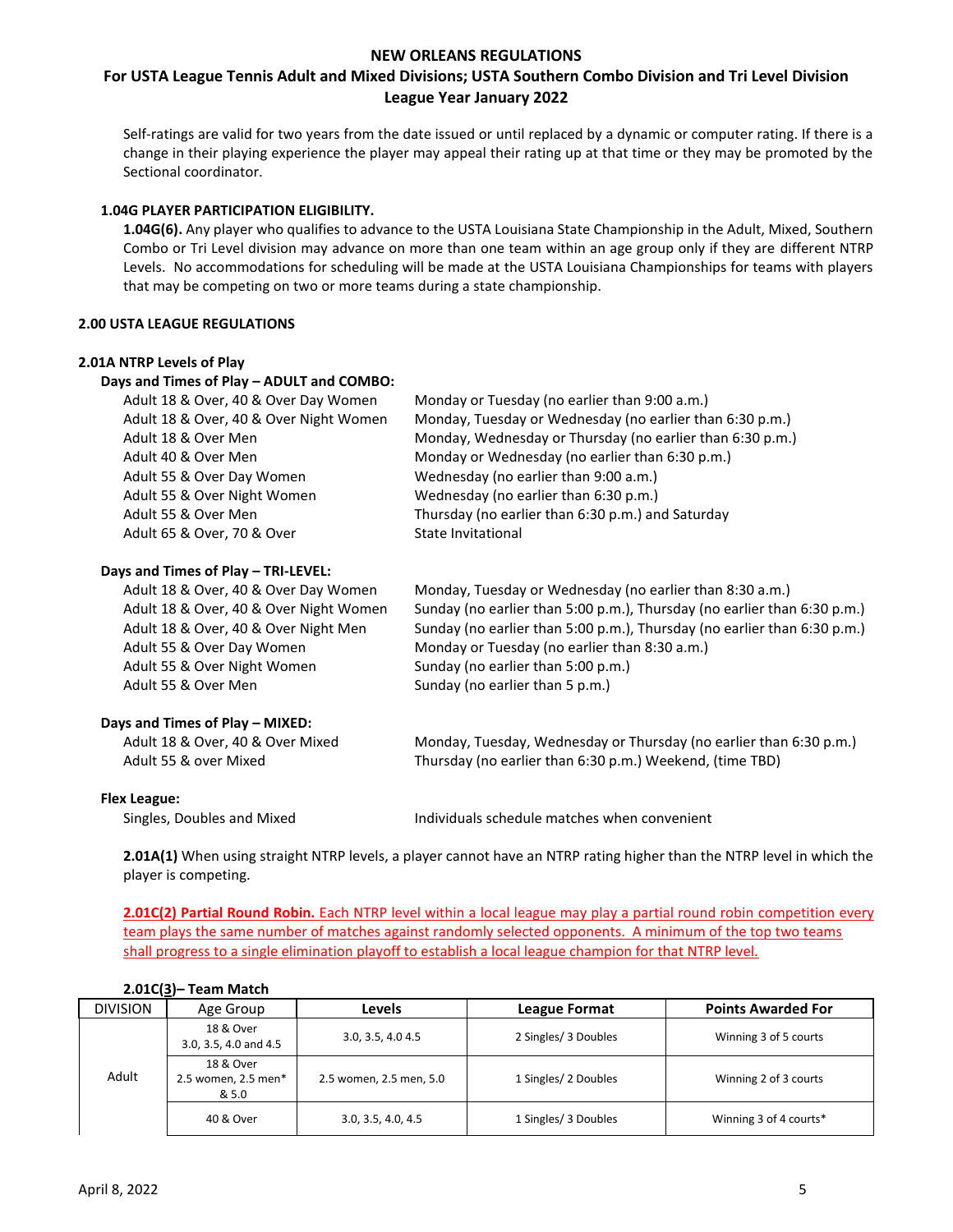# NEW ORLEANS REGULATIONS

## For USTA League Tennis Adult and Mixed Divisions; USTA Southern Combo Division and Tri Level Division League Year January 2022

Self-ratings are valid for two years from the date issued or until replaced by a dynamic or computer rating. If there is a change in their playing experience the player may appeal their rating up at that time or they may be promoted by the Sectional coordinator.

### 1.04G PLAYER PARTICIPATION ELIGIBILITY.

**1.04G(6).** Any player who qualifies to advance to the USTA Louisiana State Championship in the Adult, Mixed, Southern Combo or Tri Level division may advance on more than one team within an age group only if they are different NTRP Levels. No accommodations for scheduling will be made at the USTA Louisiana Championships for teams with players that may be competing on two or more teams during a state championship.

### 2.00 USTA LEAGUE REGULATIONS

### 2.01A NTRP Levels of Play

**Days and Times of Play – ADULT and COMBO:**

| | |
|---|---|
| Adult 18 & Over, 40 & Over Day Women | Monday or Tuesday (no earlier than 9:00 a.m.) |
| Adult 18 & Over, 40 & Over Night Women | Monday, Tuesday or Wednesday (no earlier than 6:30 p.m.) |
| Adult 18 & Over Men | Monday, Wednesday or Thursday (no earlier than 6:30 p.m.) |
| Adult 40 & Over Men | Monday or Wednesday (no earlier than 6:30 p.m.) |
| Adult 55 & Over Day Women | Wednesday (no earlier than 9:00 a.m.) |
| Adult 55 & Over Night Women | Wednesday (no earlier than 6:30 p.m.) |
| Adult 55 & Over Men | Thursday (no earlier than 6:30 p.m.) and Saturday |
| Adult 65 & Over, 70 & Over | State Invitational |

**Days and Times of Play – TRI-LEVEL:**

| | |
|---|---|
| Adult 18 & Over, 40 & Over Day Women | Monday, Tuesday or Wednesday (no earlier than 8:30 a.m.) |
| Adult 18 & Over, 40 & Over Night Women | Sunday (no earlier than 5:00 p.m.), Thursday (no earlier than 6:30 p.m.) |
| Adult 18 & Over, 40 & Over Night Men | Sunday (no earlier than 5:00 p.m.), Thursday (no earlier than 6:30 p.m.) |
| Adult 55 & Over Day Women | Monday or Tuesday (no earlier than 8:30 a.m.) |
| Adult 55 & Over Night Women | Sunday (no earlier than 5:00 p.m.) |
| Adult 55 & Over Men | Sunday (no earlier than 5 p.m.) |

**Days and Times of Play – MIXED:**

| | |
|---|---|
| Adult 18 & Over, 40 & Over Mixed | Monday, Tuesday, Wednesday or Thursday (no earlier than 6:30 p.m.) |
| Adult 55 & over Mixed | Thursday (no earlier than 6:30 p.m.) Weekend, (time TBD) |

**Flex League:**

| | |
|---|---|
| Singles, Doubles and Mixed | Individuals schedule matches when convenient |

**2.01A(1)** When using straight NTRP levels, a player cannot have an NTRP rating higher than the NTRP level in which the player is competing.

**2.01C(2) Partial Round Robin.** Each NTRP level within a local league may play a partial round robin competition every team plays the same number of matches against randomly selected opponents. A minimum of the top two teams shall progress to a single elimination playoff to establish a local league champion for that NTRP level.

**2.01C(3)– Team Match**

| DIVISION | Age Group | Levels | League Format | Points Awarded For |
|---|---|---|---|---|
| Adult | 18 & Over 3.0, 3.5, 4.0 and 4.5 | 3.0, 3.5, 4.0 4.5 | 2 Singles/ 3 Doubles | Winning 3 of 5 courts |
| | 18 & Over 2.5 women, 2.5 men* & 5.0 | 2.5 women, 2.5 men, 5.0 | 1 Singles/ 2 Doubles | Winning 2 of 3 courts |
| | 40 & Over | 3.0, 3.5, 4.0, 4.5 | 1 Singles/ 3 Doubles | Winning 3 of 4 courts* |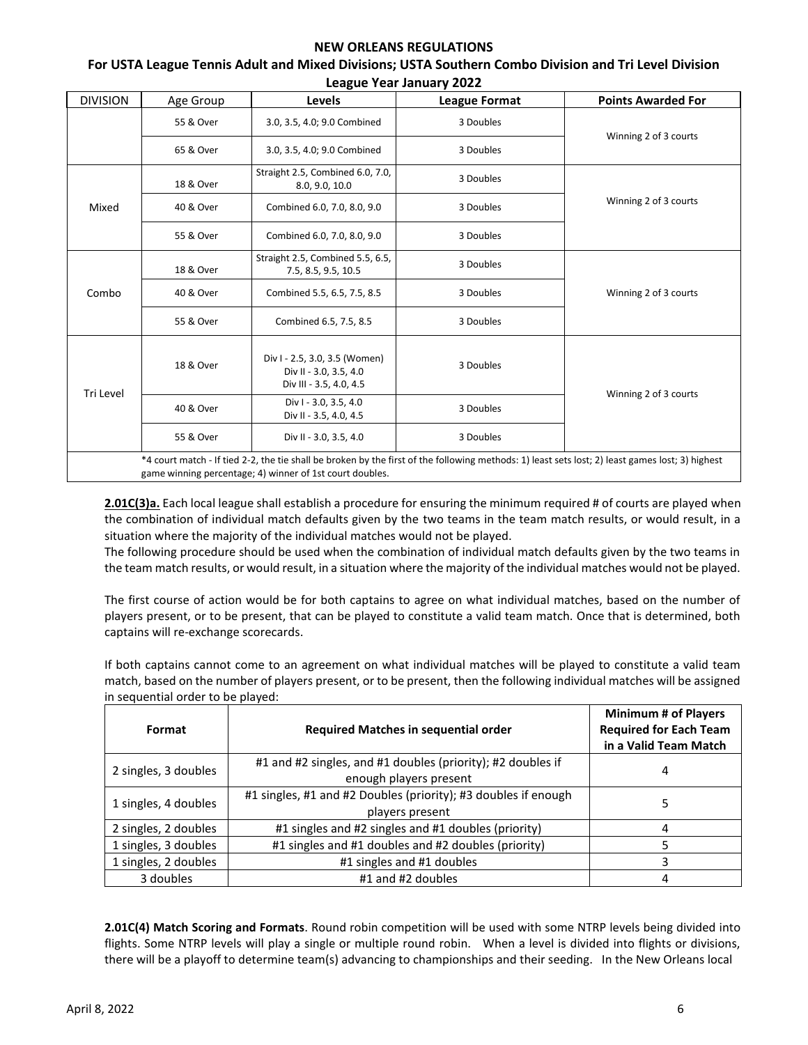**NEW ORLEANS REGULATIONS**

**For USTA League Tennis Adult and Mixed Divisions; USTA Southern Combo Division and Tri Level Division**

**League Year January 2022**

| DIVISION | Age Group | Levels | League Format | Points Awarded For |
|---|---|---|---|---|
| | 55 & Over | 3.0, 3.5, 4.0; 9.0 Combined | 3 Doubles | Winning 2 of 3 courts |
| | 65 & Over | 3.0, 3.5, 4.0; 9.0 Combined | 3 Doubles | |
| Mixed | 18 & Over | Straight 2.5, Combined 6.0, 7.0, 8.0, 9.0, 10.0 | 3 Doubles | Winning 2 of 3 courts |
| | 40 & Over | Combined 6.0, 7.0, 8.0, 9.0 | 3 Doubles | |
| | 55 & Over | Combined 6.0, 7.0, 8.0, 9.0 | 3 Doubles | |
| Combo | 18 & Over | Straight 2.5, Combined 5.5, 6.5, 7.5, 8.5, 9.5, 10.5 | 3 Doubles | Winning 2 of 3 courts |
| | 40 & Over | Combined 5.5, 6.5, 7.5, 8.5 | 3 Doubles | |
| | 55 & Over | Combined 6.5, 7.5, 8.5 | 3 Doubles | |
| Tri Level | 18 & Over | Div I - 2.5, 3.0, 3.5 (Women) Div II - 3.0, 3.5, 4.0 Div III - 3.5, 4.0, 4.5 | 3 Doubles | Winning 2 of 3 courts |
| | 40 & Over | Div I - 3.0, 3.5, 4.0 Div II - 3.5, 4.0, 4.5 | 3 Doubles | |
| | 55 & Over | Div II - 3.0, 3.5, 4.0 | 3 Doubles | |

*4 court match - If tied 2-2, the tie shall be broken by the first of the following methods: 1) least sets lost; 2) least games lost; 3) highest game winning percentage; 4) winner of 1st court doubles.

**2.01C(3)a.** Each local league shall establish a procedure for ensuring the minimum required # of courts are played when the combination of individual match defaults given by the two teams in the team match results, or would result, in a situation where the majority of the individual matches would not be played.
The following procedure should be used when the combination of individual match defaults given by the two teams in the team match results, or would result, in a situation where the majority of the individual matches would not be played.

The first course of action would be for both captains to agree on what individual matches, based on the number of players present, or to be present, that can be played to constitute a valid team match. Once that is determined, both captains will re-exchange scorecards.

If both captains cannot come to an agreement on what individual matches will be played to constitute a valid team match, based on the number of players present, or to be present, then the following individual matches will be assigned in sequential order to be played:

| Format | Required Matches in sequential order | Minimum # of Players Required for Each Team in a Valid Team Match |
|---|---|---|
| 2 singles, 3 doubles | #1 and #2 singles, and #1 doubles (priority); #2 doubles if enough players present | 4 |
| 1 singles, 4 doubles | #1 singles, #1 and #2 Doubles (priority); #3 doubles if enough players present | 5 |
| 2 singles, 2 doubles | #1 singles and #2 singles and #1 doubles (priority) | 4 |
| 1 singles, 3 doubles | #1 singles and #1 doubles and #2 doubles (priority) | 5 |
| 1 singles, 2 doubles | #1 singles and #1 doubles | 3 |
| 3 doubles | #1 and #2 doubles | 4 |

**2.01C(4) Match Scoring and Formats**. Round robin competition will be used with some NTRP levels being divided into flights. Some NTRP levels will play a single or multiple round robin. When a level is divided into flights or divisions, there will be a playoff to determine team(s) advancing to championships and their seeding. In the New Orleans local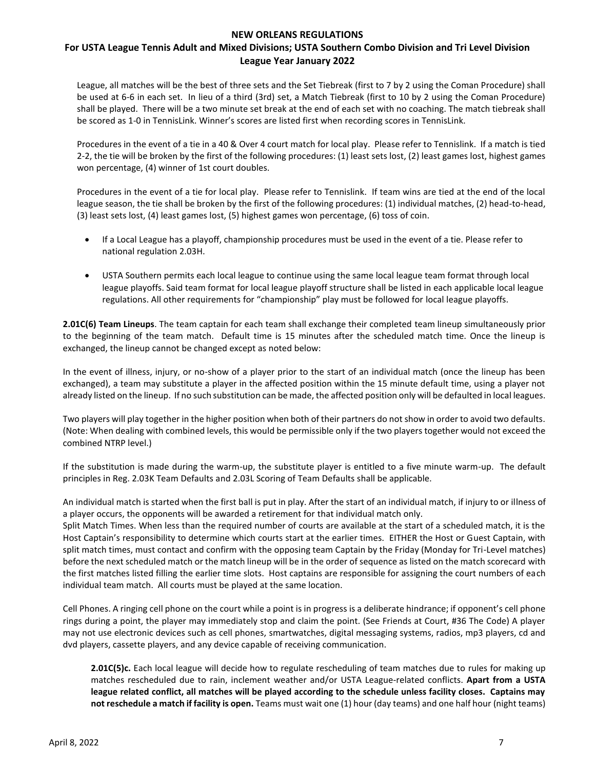League, all matches will be the best of three sets and the Set Tiebreak (first to 7 by 2 using the Coman Procedure) shall be used at 6-6 in each set. In lieu of a third (3rd) set, a Match Tiebreak (first to 10 by 2 using the Coman Procedure) shall be played. There will be a two minute set break at the end of each set with no coaching. The match tiebreak shall be scored as 1-0 in TennisLink. Winner's scores are listed first when recording scores in TennisLink.

Procedures in the event of a tie in a 40 & Over 4 court match for local play. Please refer to Tennislink. If a match is tied 2-2, the tie will be broken by the first of the following procedures: (1) least sets lost, (2) least games lost, highest games won percentage, (4) winner of 1st court doubles.

Procedures in the event of a tie for local play. Please refer to Tennislink. If team wins are tied at the end of the local league season, the tie shall be broken by the first of the following procedures: (1) individual matches, (2) head-to-head, (3) least sets lost, (4) least games lost, (5) highest games won percentage, (6) toss of coin.

- If a Local League has a playoff, championship procedures must be used in the event of a tie. Please refer to national regulation 2.03H.
- USTA Southern permits each local league to continue using the same local league team format through local league playoffs. Said team format for local league playoff structure shall be listed in each applicable local league regulations. All other requirements for "championship" play must be followed for local league playoffs.

**2.01C(6) Team Lineups**. The team captain for each team shall exchange their completed team lineup simultaneously prior to the beginning of the team match. Default time is 15 minutes after the scheduled match time. Once the lineup is exchanged, the lineup cannot be changed except as noted below:

In the event of illness, injury, or no-show of a player prior to the start of an individual match (once the lineup has been exchanged), a team may substitute a player in the affected position within the 15 minute default time, using a player not already listed on the lineup. If no such substitution can be made, the affected position only will be defaulted in local leagues.

Two players will play together in the higher position when both of their partners do not show in order to avoid two defaults. (Note: When dealing with combined levels, this would be permissible only if the two players together would not exceed the combined NTRP level.)

If the substitution is made during the warm-up, the substitute player is entitled to a five minute warm-up. The default principles in Reg. 2.03K Team Defaults and 2.03L Scoring of Team Defaults shall be applicable.

An individual match is started when the first ball is put in play. After the start of an individual match, if injury to or illness of a player occurs, the opponents will be awarded a retirement for that individual match only.

Split Match Times. When less than the required number of courts are available at the start of a scheduled match, it is the Host Captain's responsibility to determine which courts start at the earlier times. EITHER the Host or Guest Captain, with split match times, must contact and confirm with the opposing team Captain by the Friday (Monday for Tri-Level matches) before the next scheduled match or the match lineup will be in the order of sequence as listed on the match scorecard with the first matches listed filling the earlier time slots. Host captains are responsible for assigning the court numbers of each individual team match. All courts must be played at the same location.

Cell Phones. A ringing cell phone on the court while a point is in progress is a deliberate hindrance; if opponent's cell phone rings during a point, the player may immediately stop and claim the point. (See Friends at Court, #36 The Code) A player may not use electronic devices such as cell phones, smartwatches, digital messaging systems, radios, mp3 players, cd and dvd players, cassette players, and any device capable of receiving communication.

**2.01C(5)c.** Each local league will decide how to regulate rescheduling of team matches due to rules for making up matches rescheduled due to rain, inclement weather and/or USTA League-related conflicts. **Apart from a USTA league related conflict, all matches will be played according to the schedule unless facility closes. Captains may not reschedule a match if facility is open.** Teams must wait one (1) hour (day teams) and one half hour (night teams)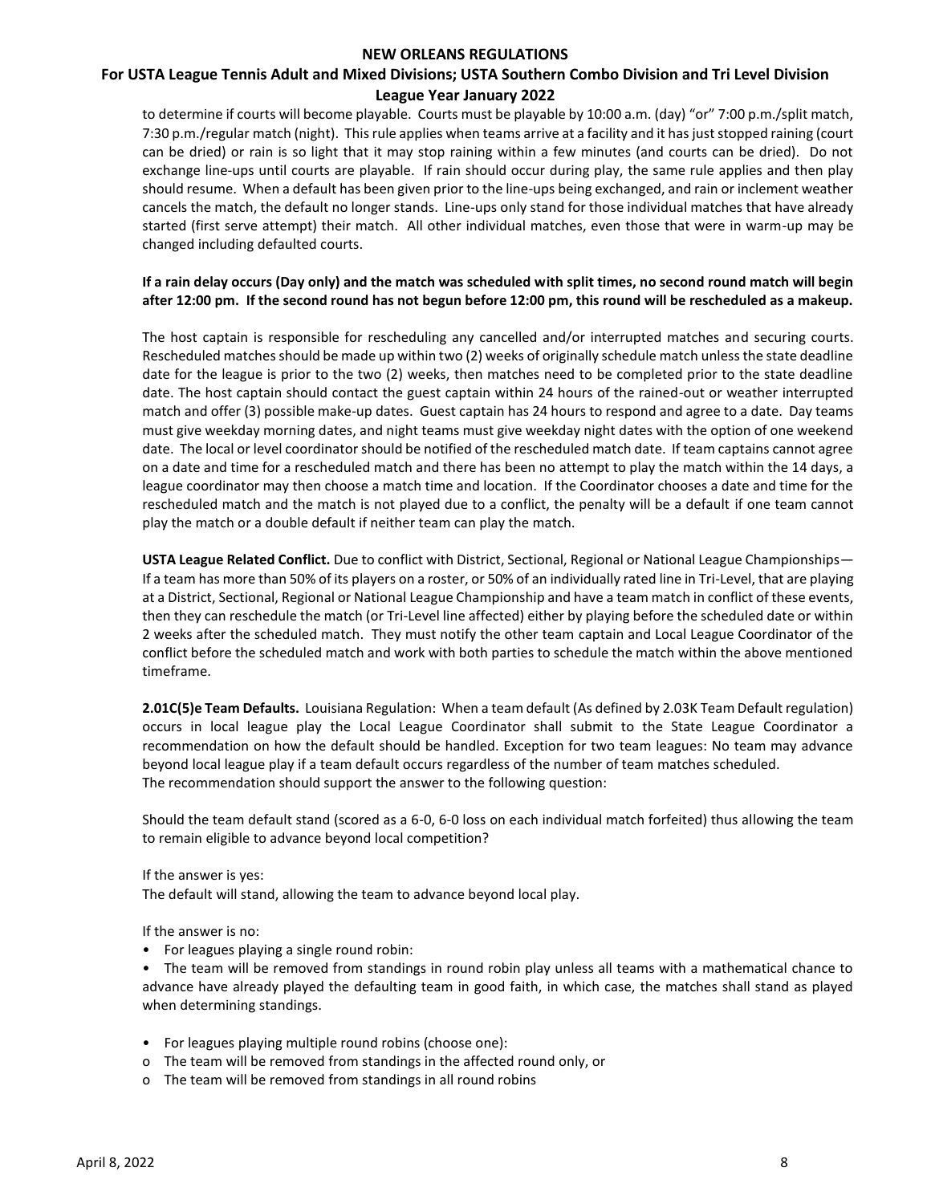to determine if courts will become playable. Courts must be playable by 10:00 a.m. (day) "or" 7:00 p.m./split match, 7:30 p.m./regular match (night). This rule applies when teams arrive at a facility and it has just stopped raining (court can be dried) or rain is so light that it may stop raining within a few minutes (and courts can be dried). Do not exchange line-ups until courts are playable. If rain should occur during play, the same rule applies and then play should resume. When a default has been given prior to the line-ups being exchanged, and rain or inclement weather cancels the match, the default no longer stands. Line-ups only stand for those individual matches that have already started (first serve attempt) their match. All other individual matches, even those that were in warm-up may be changed including defaulted courts.

**If a rain delay occurs (Day only) and the match was scheduled with split times, no second round match will begin after 12:00 pm. If the second round has not begun before 12:00 pm, this round will be rescheduled as a makeup.**

The host captain is responsible for rescheduling any cancelled and/or interrupted matches and securing courts. Rescheduled matches should be made up within two (2) weeks of originally schedule match unless the state deadline date for the league is prior to the two (2) weeks, then matches need to be completed prior to the state deadline date. The host captain should contact the guest captain within 24 hours of the rained-out or weather interrupted match and offer (3) possible make-up dates. Guest captain has 24 hours to respond and agree to a date. Day teams must give weekday morning dates, and night teams must give weekday night dates with the option of one weekend date. The local or level coordinator should be notified of the rescheduled match date. If team captains cannot agree on a date and time for a rescheduled match and there has been no attempt to play the match within the 14 days, a league coordinator may then choose a match time and location. If the Coordinator chooses a date and time for the rescheduled match and the match is not played due to a conflict, the penalty will be a default if one team cannot play the match or a double default if neither team can play the match.

**USTA League Related Conflict.** Due to conflict with District, Sectional, Regional or National League Championships—If a team has more than 50% of its players on a roster, or 50% of an individually rated line in Tri-Level, that are playing at a District, Sectional, Regional or National League Championship and have a team match in conflict of these events, then they can reschedule the match (or Tri-Level line affected) either by playing before the scheduled date or within 2 weeks after the scheduled match. They must notify the other team captain and Local League Coordinator of the conflict before the scheduled match and work with both parties to schedule the match within the above mentioned timeframe.

**2.01C(5)e Team Defaults.** Louisiana Regulation: When a team default (As defined by 2.03K Team Default regulation) occurs in local league play the Local League Coordinator shall submit to the State League Coordinator a recommendation on how the default should be handled. Exception for two team leagues: No team may advance beyond local league play if a team default occurs regardless of the number of team matches scheduled.
The recommendation should support the answer to the following question:

Should the team default stand (scored as a 6-0, 6-0 loss on each individual match forfeited) thus allowing the team to remain eligible to advance beyond local competition?

If the answer is yes:
The default will stand, allowing the team to advance beyond local play.

If the answer is no:

- For leagues playing a single round robin:
- The team will be removed from standings in round robin play unless all teams with a mathematical chance to advance have already played the defaulting team in good faith, in which case, the matches shall stand as played when determining standings.

- For leagues playing multiple round robins (choose one):
  - The team will be removed from standings in the affected round only, or
  - The team will be removed from standings in all round robins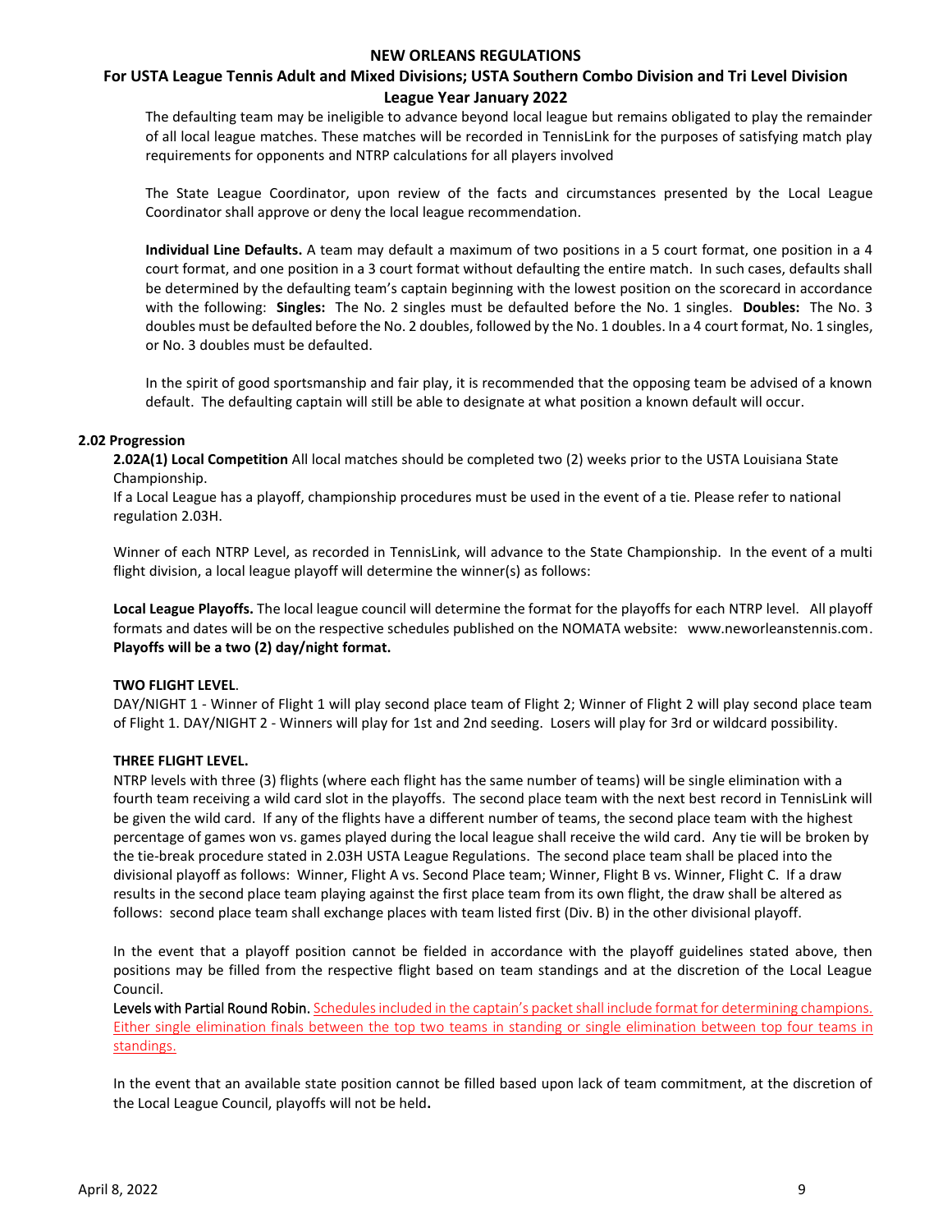The defaulting team may be ineligible to advance beyond local league but remains obligated to play the remainder of all local league matches. These matches will be recorded in TennisLink for the purposes of satisfying match play requirements for opponents and NTRP calculations for all players involved

The State League Coordinator, upon review of the facts and circumstances presented by the Local League Coordinator shall approve or deny the local league recommendation.

**Individual Line Defaults.** A team may default a maximum of two positions in a 5 court format, one position in a 4 court format, and one position in a 3 court format without defaulting the entire match. In such cases, defaults shall be determined by the defaulting team's captain beginning with the lowest position on the scorecard in accordance with the following: **Singles:** The No. 2 singles must be defaulted before the No. 1 singles. **Doubles:** The No. 3 doubles must be defaulted before the No. 2 doubles, followed by the No. 1 doubles. In a 4 court format, No. 1 singles, or No. 3 doubles must be defaulted.

In the spirit of good sportsmanship and fair play, it is recommended that the opposing team be advised of a known default. The defaulting captain will still be able to designate at what position a known default will occur.

### 2.02 Progression

**2.02A(1) Local Competition** All local matches should be completed two (2) weeks prior to the USTA Louisiana State Championship.
If a Local League has a playoff, championship procedures must be used in the event of a tie. Please refer to national regulation 2.03H.

Winner of each NTRP Level, as recorded in TennisLink, will advance to the State Championship. In the event of a multi flight division, a local league playoff will determine the winner(s) as follows:

**Local League Playoffs.** The local league council will determine the format for the playoffs for each NTRP level. All playoff formats and dates will be on the respective schedules published on the NOMATA website: www.neworleanstennis.com. **Playoffs will be a two (2) day/night format.**

**TWO FLIGHT LEVEL**.
DAY/NIGHT 1 - Winner of Flight 1 will play second place team of Flight 2; Winner of Flight 2 will play second place team of Flight 1. DAY/NIGHT 2 - Winners will play for 1st and 2nd seeding. Losers will play for 3rd or wildcard possibility.

**THREE FLIGHT LEVEL.**
NTRP levels with three (3) flights (where each flight has the same number of teams) will be single elimination with a fourth team receiving a wild card slot in the playoffs. The second place team with the next best record in TennisLink will be given the wild card. If any of the flights have a different number of teams, the second place team with the highest percentage of games won vs. games played during the local league shall receive the wild card. Any tie will be broken by the tie-break procedure stated in 2.03H USTA League Regulations. The second place team shall be placed into the divisional playoff as follows: Winner, Flight A vs. Second Place team; Winner, Flight B vs. Winner, Flight C. If a draw results in the second place team playing against the first place team from its own flight, the draw shall be altered as follows: second place team shall exchange places with team listed first (Div. B) in the other divisional playoff.

In the event that a playoff position cannot be fielded in accordance with the playoff guidelines stated above, then positions may be filled from the respective flight based on team standings and at the discretion of the Local League Council.
**Levels with Partial Round Robin.** Schedules included in the captain's packet shall include format for determining champions. Either single elimination finals between the top two teams in standing or single elimination between top four teams in standings.

In the event that an available state position cannot be filled based upon lack of team commitment, at the discretion of the Local League Council, playoffs will not be held**.**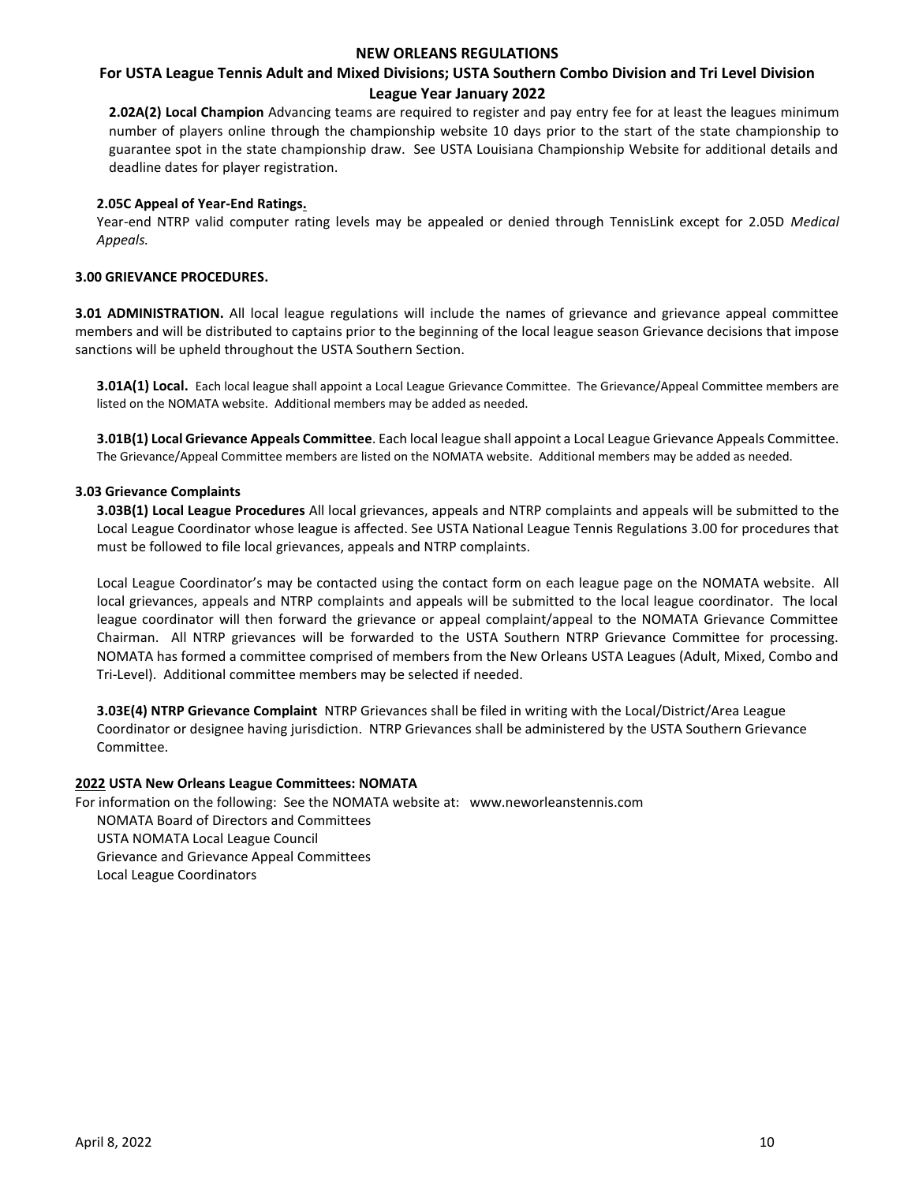**2.02A(2) Local Champion** Advancing teams are required to register and pay entry fee for at least the leagues minimum number of players online through the championship website 10 days prior to the start of the state championship to guarantee spot in the state championship draw. See USTA Louisiana Championship Website for additional details and deadline dates for player registration.

**2.05C Appeal of Year-End Ratings.**

Year-end NTRP valid computer rating levels may be appealed or denied through TennisLink except for 2.05D *Medical Appeals.*

## 3.00 GRIEVANCE PROCEDURES.

**3.01 ADMINISTRATION.** All local league regulations will include the names of grievance and grievance appeal committee members and will be distributed to captains prior to the beginning of the local league season Grievance decisions that impose sanctions will be upheld throughout the USTA Southern Section.

**3.01A(1) Local.** Each local league shall appoint a Local League Grievance Committee. The Grievance/Appeal Committee members are listed on the NOMATA website. Additional members may be added as needed.

**3.01B(1) Local Grievance Appeals Committee**. Each local league shall appoint a Local League Grievance Appeals Committee. The Grievance/Appeal Committee members are listed on the NOMATA website. Additional members may be added as needed.

### 3.03 Grievance Complaints

**3.03B(1) Local League Procedures** All local grievances, appeals and NTRP complaints and appeals will be submitted to the Local League Coordinator whose league is affected. See USTA National League Tennis Regulations 3.00 for procedures that must be followed to file local grievances, appeals and NTRP complaints.

Local League Coordinator's may be contacted using the contact form on each league page on the NOMATA website. All local grievances, appeals and NTRP complaints and appeals will be submitted to the local league coordinator. The local league coordinator will then forward the grievance or appeal complaint/appeal to the NOMATA Grievance Committee Chairman. All NTRP grievances will be forwarded to the USTA Southern NTRP Grievance Committee for processing. NOMATA has formed a committee comprised of members from the New Orleans USTA Leagues (Adult, Mixed, Combo and Tri-Level). Additional committee members may be selected if needed.

**3.03E(4) NTRP Grievance Complaint** NTRP Grievances shall be filed in writing with the Local/District/Area League Coordinator or designee having jurisdiction. NTRP Grievances shall be administered by the USTA Southern Grievance Committee.

### 2022 USTA New Orleans League Committees: NOMATA

For information on the following: See the NOMATA website at: www.neworleanstennis.com

NOMATA Board of Directors and Committees
USTA NOMATA Local League Council
Grievance and Grievance Appeal Committees
Local League Coordinators